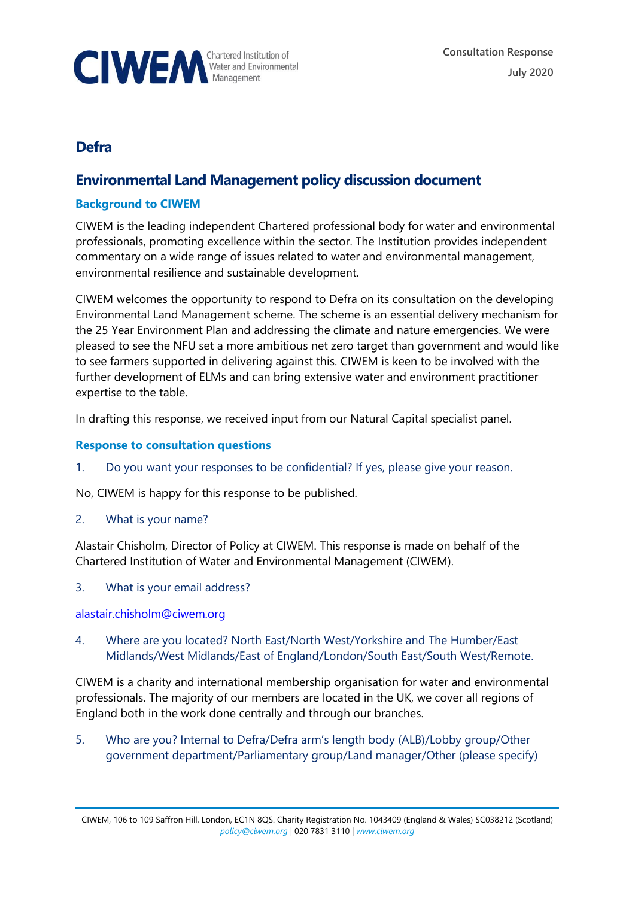Consultation Response
July 2020

# Defra

## Environmental Land Management policy discussion document

### Background to CIWEM

CIWEM is the leading independent Chartered professional body for water and environmental professionals, promoting excellence within the sector. The Institution provides independent commentary on a wide range of issues related to water and environmental management, environmental resilience and sustainable development.

CIWEM welcomes the opportunity to respond to Defra on its consultation on the developing Environmental Land Management scheme. The scheme is an essential delivery mechanism for the 25 Year Environment Plan and addressing the climate and nature emergencies. We were pleased to see the NFU set a more ambitious net zero target than government and would like to see farmers supported in delivering against this. CIWEM is keen to be involved with the further development of ELMs and can bring extensive water and environment practitioner expertise to the table.

In drafting this response, we received input from our Natural Capital specialist panel.

### Response to consultation questions

1. Do you want your responses to be confidential? If yes, please give your reason.

No, CIWEM is happy for this response to be published.

2. What is your name?

Alastair Chisholm, Director of Policy at CIWEM. This response is made on behalf of the Chartered Institution of Water and Environmental Management (CIWEM).

3. What is your email address?

alastair.chisholm@ciwem.org

4. Where are you located? North East/North West/Yorkshire and The Humber/East Midlands/West Midlands/East of England/London/South East/South West/Remote.

CIWEM is a charity and international membership organisation for water and environmental professionals. The majority of our members are located in the UK, we cover all regions of England both in the work done centrally and through our branches.

5. Who are you? Internal to Defra/Defra arm's length body (ALB)/Lobby group/Other government department/Parliamentary group/Land manager/Other (please specify)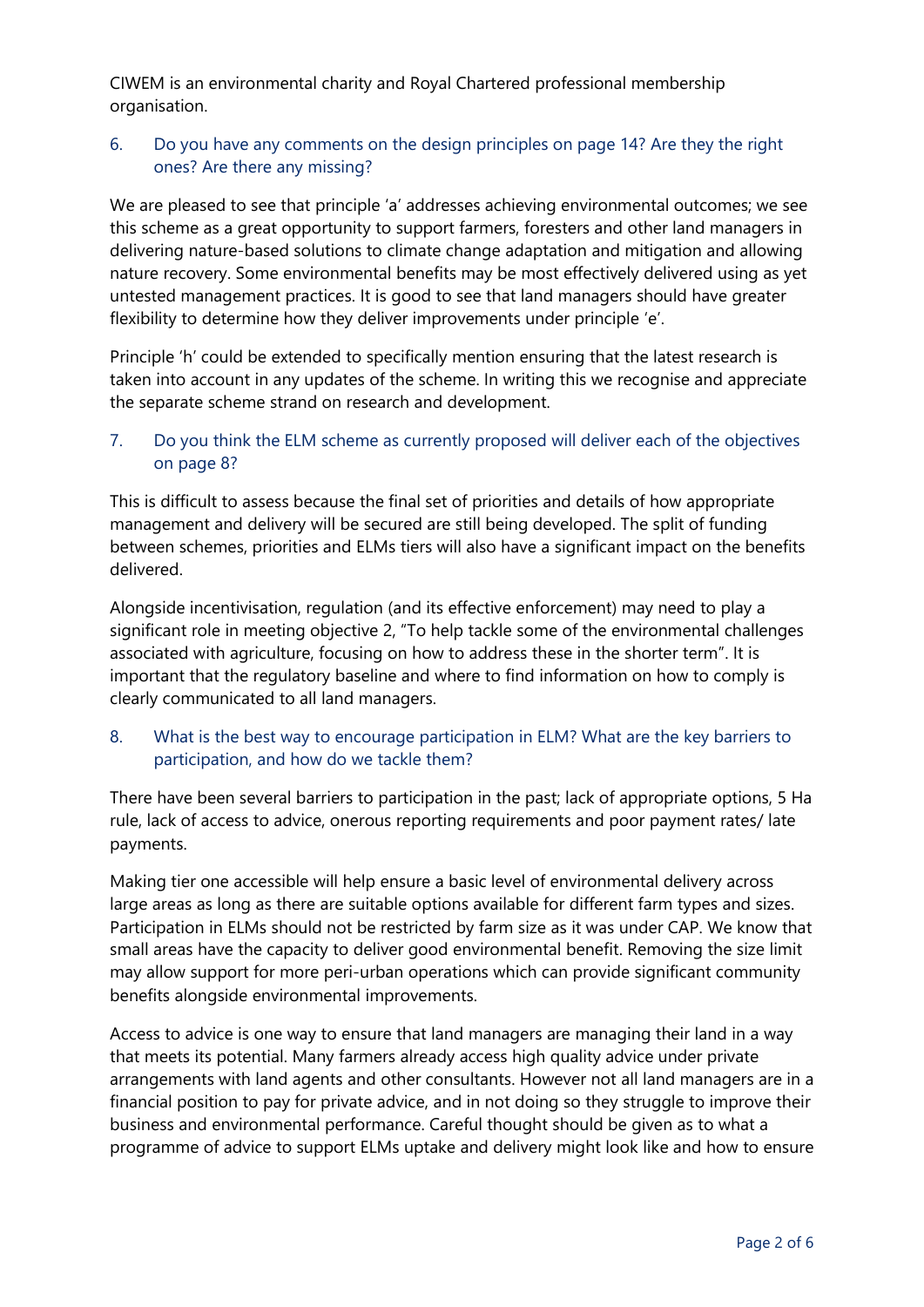CIWEM is an environmental charity and Royal Chartered professional membership organisation.

### 6. Do you have any comments on the design principles on page 14? Are they the right ones? Are there any missing?

We are pleased to see that principle 'a' addresses achieving environmental outcomes; we see this scheme as a great opportunity to support farmers, foresters and other land managers in delivering nature-based solutions to climate change adaptation and mitigation and allowing nature recovery. Some environmental benefits may be most effectively delivered using as yet untested management practices. It is good to see that land managers should have greater flexibility to determine how they deliver improvements under principle 'e'.

Principle 'h' could be extended to specifically mention ensuring that the latest research is taken into account in any updates of the scheme. In writing this we recognise and appreciate the separate scheme strand on research and development.

### 7. Do you think the ELM scheme as currently proposed will deliver each of the objectives on page 8?

This is difficult to assess because the final set of priorities and details of how appropriate management and delivery will be secured are still being developed. The split of funding between schemes, priorities and ELMs tiers will also have a significant impact on the benefits delivered.

Alongside incentivisation, regulation (and its effective enforcement) may need to play a significant role in meeting objective 2, "To help tackle some of the environmental challenges associated with agriculture, focusing on how to address these in the shorter term". It is important that the regulatory baseline and where to find information on how to comply is clearly communicated to all land managers.

### 8. What is the best way to encourage participation in ELM? What are the key barriers to participation, and how do we tackle them?

There have been several barriers to participation in the past; lack of appropriate options, 5 Ha rule, lack of access to advice, onerous reporting requirements and poor payment rates/ late payments.

Making tier one accessible will help ensure a basic level of environmental delivery across large areas as long as there are suitable options available for different farm types and sizes. Participation in ELMs should not be restricted by farm size as it was under CAP. We know that small areas have the capacity to deliver good environmental benefit. Removing the size limit may allow support for more peri-urban operations which can provide significant community benefits alongside environmental improvements.

Access to advice is one way to ensure that land managers are managing their land in a way that meets its potential. Many farmers already access high quality advice under private arrangements with land agents and other consultants. However not all land managers are in a financial position to pay for private advice, and in not doing so they struggle to improve their business and environmental performance. Careful thought should be given as to what a programme of advice to support ELMs uptake and delivery might look like and how to ensure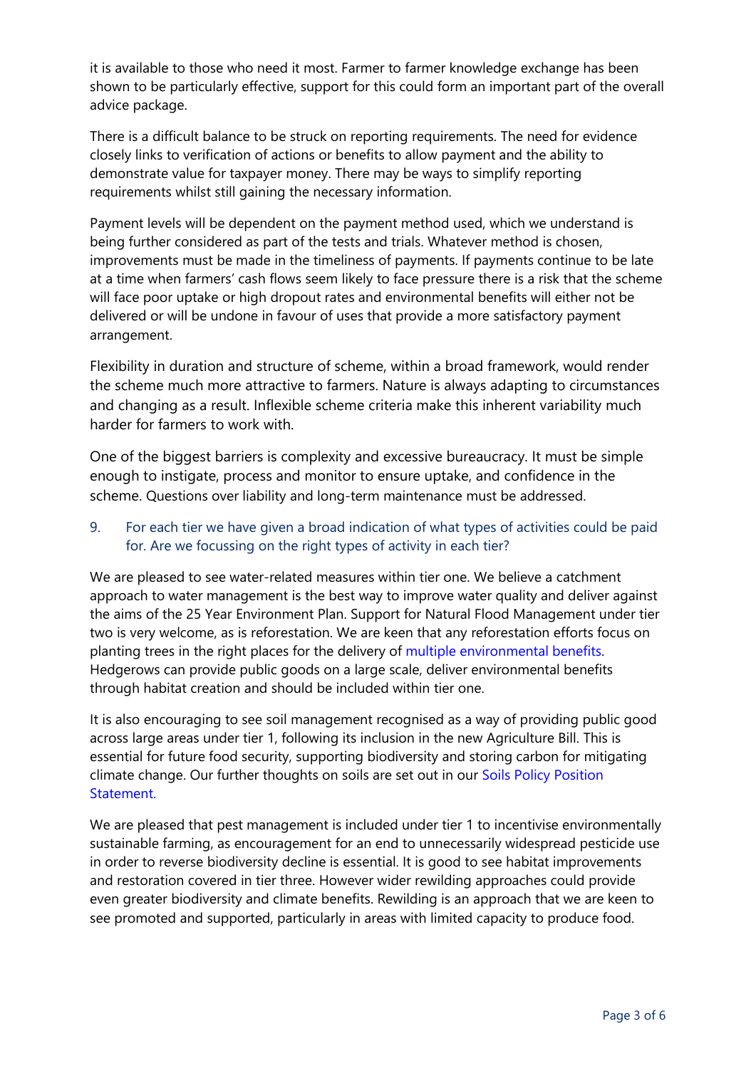it is available to those who need it most. Farmer to farmer knowledge exchange has been shown to be particularly effective, support for this could form an important part of the overall advice package.

There is a difficult balance to be struck on reporting requirements. The need for evidence closely links to verification of actions or benefits to allow payment and the ability to demonstrate value for taxpayer money. There may be ways to simplify reporting requirements whilst still gaining the necessary information.

Payment levels will be dependent on the payment method used, which we understand is being further considered as part of the tests and trials. Whatever method is chosen, improvements must be made in the timeliness of payments. If payments continue to be late at a time when farmers' cash flows seem likely to face pressure there is a risk that the scheme will face poor uptake or high dropout rates and environmental benefits will either not be delivered or will be undone in favour of uses that provide a more satisfactory payment arrangement.

Flexibility in duration and structure of scheme, within a broad framework, would render the scheme much more attractive to farmers. Nature is always adapting to circumstances and changing as a result. Inflexible scheme criteria make this inherent variability much harder for farmers to work with.

One of the biggest barriers is complexity and excessive bureaucracy. It must be simple enough to instigate, process and monitor to ensure uptake, and confidence in the scheme. Questions over liability and long-term maintenance must be addressed.

### 9. For each tier we have given a broad indication of what types of activities could be paid for. Are we focussing on the right types of activity in each tier?

We are pleased to see water-related measures within tier one. We believe a catchment approach to water management is the best way to improve water quality and deliver against the aims of the 25 Year Environment Plan. Support for Natural Flood Management under tier two is very welcome, as is reforestation. We are keen that any reforestation efforts focus on planting trees in the right places for the delivery of multiple environmental benefits. Hedgerows can provide public goods on a large scale, deliver environmental benefits through habitat creation and should be included within tier one.

It is also encouraging to see soil management recognised as a way of providing public good across large areas under tier 1, following its inclusion in the new Agriculture Bill. This is essential for future food security, supporting biodiversity and storing carbon for mitigating climate change. Our further thoughts on soils are set out in our Soils Policy Position Statement.

We are pleased that pest management is included under tier 1 to incentivise environmentally sustainable farming, as encouragement for an end to unnecessarily widespread pesticide use in order to reverse biodiversity decline is essential. It is good to see habitat improvements and restoration covered in tier three. However wider rewilding approaches could provide even greater biodiversity and climate benefits. Rewilding is an approach that we are keen to see promoted and supported, particularly in areas with limited capacity to produce food.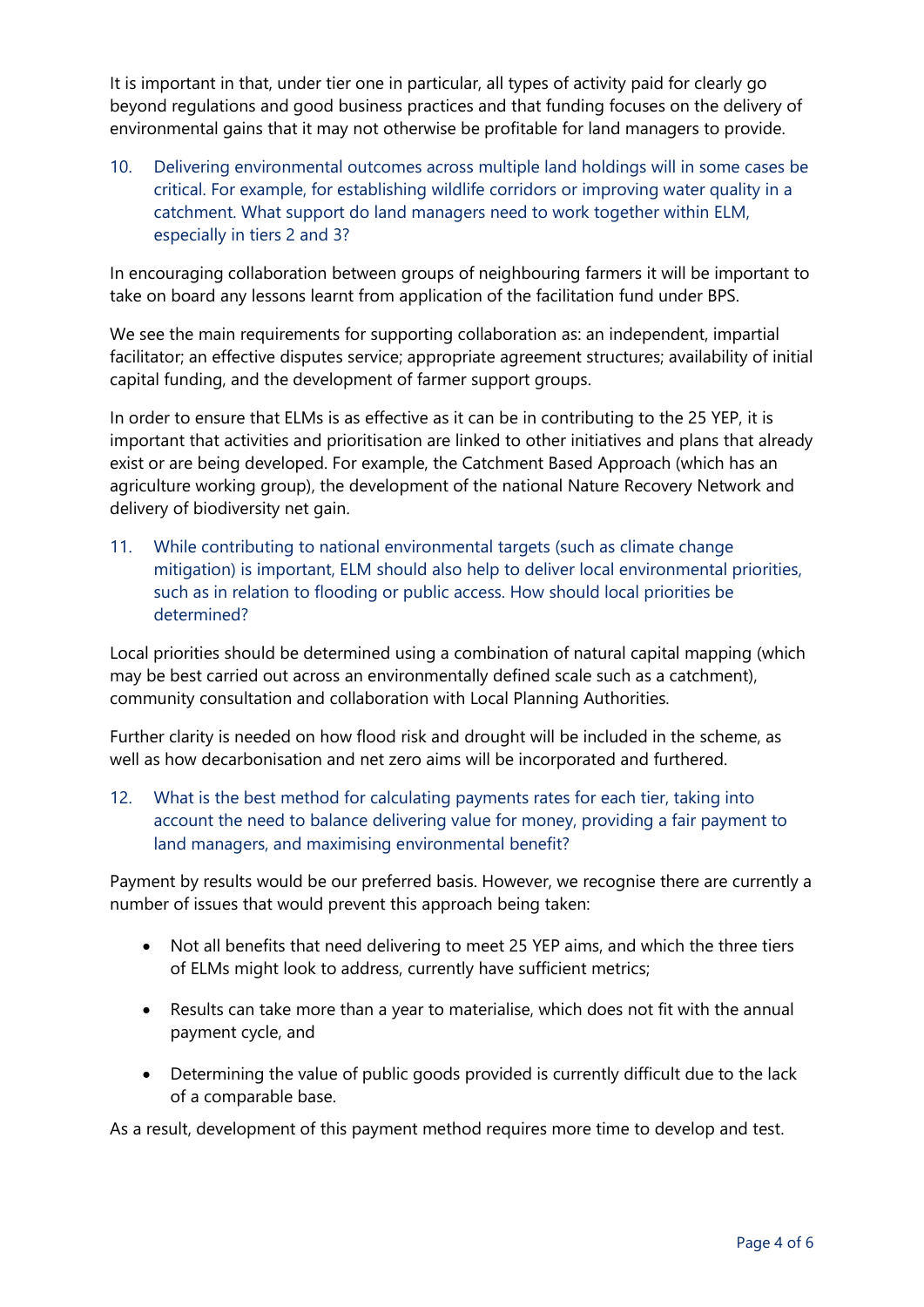It is important in that, under tier one in particular, all types of activity paid for clearly go beyond regulations and good business practices and that funding focuses on the delivery of environmental gains that it may not otherwise be profitable for land managers to provide.

10. Delivering environmental outcomes across multiple land holdings will in some cases be critical. For example, for establishing wildlife corridors or improving water quality in a catchment. What support do land managers need to work together within ELM, especially in tiers 2 and 3?

In encouraging collaboration between groups of neighbouring farmers it will be important to take on board any lessons learnt from application of the facilitation fund under BPS.

We see the main requirements for supporting collaboration as: an independent, impartial facilitator; an effective disputes service; appropriate agreement structures; availability of initial capital funding, and the development of farmer support groups.

In order to ensure that ELMs is as effective as it can be in contributing to the 25 YEP, it is important that activities and prioritisation are linked to other initiatives and plans that already exist or are being developed. For example, the Catchment Based Approach (which has an agriculture working group), the development of the national Nature Recovery Network and delivery of biodiversity net gain.

11. While contributing to national environmental targets (such as climate change mitigation) is important, ELM should also help to deliver local environmental priorities, such as in relation to flooding or public access. How should local priorities be determined?

Local priorities should be determined using a combination of natural capital mapping (which may be best carried out across an environmentally defined scale such as a catchment), community consultation and collaboration with Local Planning Authorities.

Further clarity is needed on how flood risk and drought will be included in the scheme, as well as how decarbonisation and net zero aims will be incorporated and furthered.

12. What is the best method for calculating payments rates for each tier, taking into account the need to balance delivering value for money, providing a fair payment to land managers, and maximising environmental benefit?

Payment by results would be our preferred basis. However, we recognise there are currently a number of issues that would prevent this approach being taken:

- Not all benefits that need delivering to meet 25 YEP aims, and which the three tiers of ELMs might look to address, currently have sufficient metrics;
- Results can take more than a year to materialise, which does not fit with the annual payment cycle, and
- Determining the value of public goods provided is currently difficult due to the lack of a comparable base.

As a result, development of this payment method requires more time to develop and test.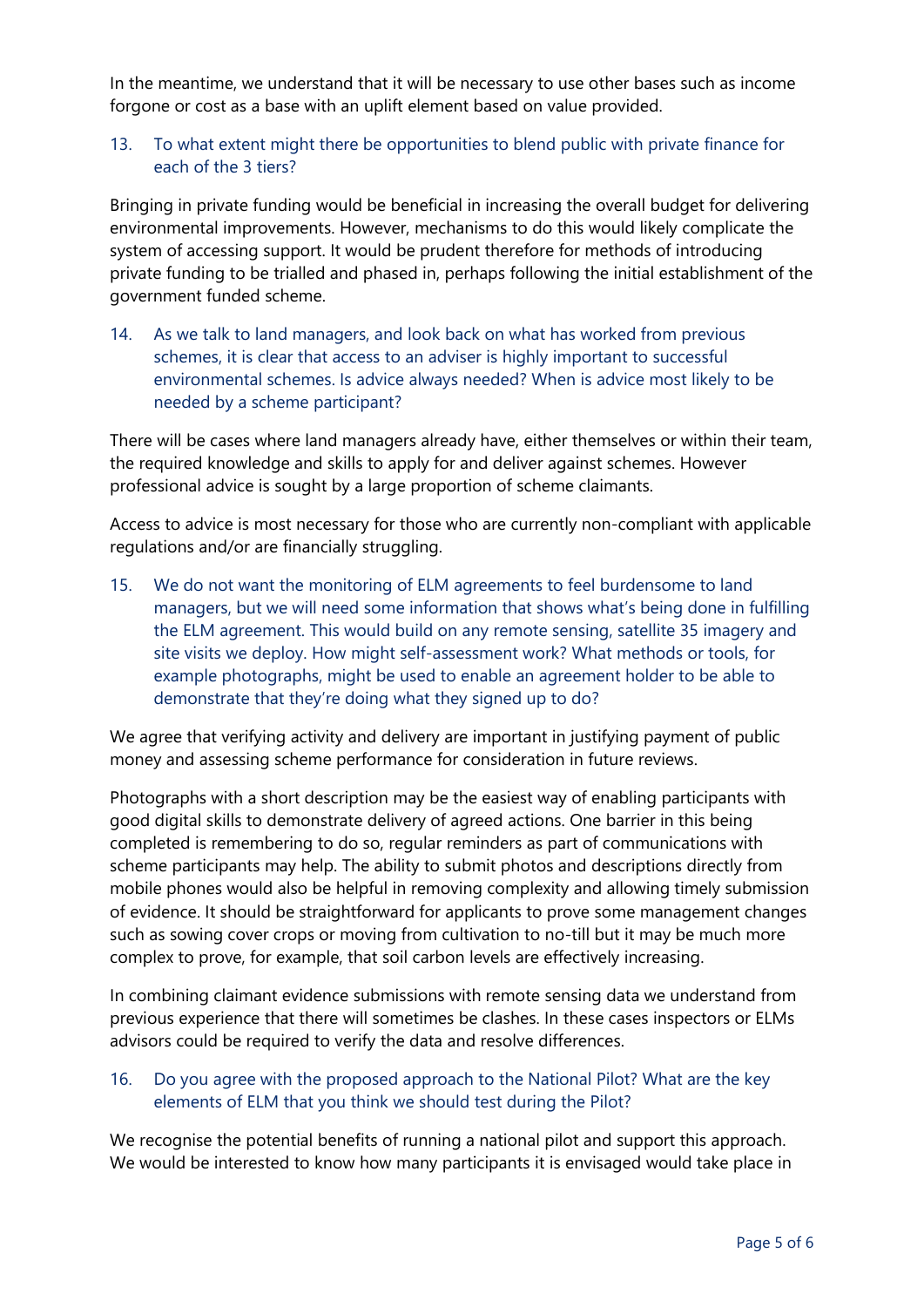In the meantime, we understand that it will be necessary to use other bases such as income forgone or cost as a base with an uplift element based on value provided.

### 13. To what extent might there be opportunities to blend public with private finance for each of the 3 tiers?

Bringing in private funding would be beneficial in increasing the overall budget for delivering environmental improvements. However, mechanisms to do this would likely complicate the system of accessing support. It would be prudent therefore for methods of introducing private funding to be trialled and phased in, perhaps following the initial establishment of the government funded scheme.

### 14. As we talk to land managers, and look back on what has worked from previous schemes, it is clear that access to an adviser is highly important to successful environmental schemes. Is advice always needed? When is advice most likely to be needed by a scheme participant?

There will be cases where land managers already have, either themselves or within their team, the required knowledge and skills to apply for and deliver against schemes. However professional advice is sought by a large proportion of scheme claimants.

Access to advice is most necessary for those who are currently non-compliant with applicable regulations and/or are financially struggling.

### 15. We do not want the monitoring of ELM agreements to feel burdensome to land managers, but we will need some information that shows what's being done in fulfilling the ELM agreement. This would build on any remote sensing, satellite 35 imagery and site visits we deploy. How might self-assessment work? What methods or tools, for example photographs, might be used to enable an agreement holder to be able to demonstrate that they're doing what they signed up to do?

We agree that verifying activity and delivery are important in justifying payment of public money and assessing scheme performance for consideration in future reviews.

Photographs with a short description may be the easiest way of enabling participants with good digital skills to demonstrate delivery of agreed actions. One barrier in this being completed is remembering to do so, regular reminders as part of communications with scheme participants may help. The ability to submit photos and descriptions directly from mobile phones would also be helpful in removing complexity and allowing timely submission of evidence. It should be straightforward for applicants to prove some management changes such as sowing cover crops or moving from cultivation to no-till but it may be much more complex to prove, for example, that soil carbon levels are effectively increasing.

In combining claimant evidence submissions with remote sensing data we understand from previous experience that there will sometimes be clashes. In these cases inspectors or ELMs advisors could be required to verify the data and resolve differences.

### 16. Do you agree with the proposed approach to the National Pilot? What are the key elements of ELM that you think we should test during the Pilot?

We recognise the potential benefits of running a national pilot and support this approach. We would be interested to know how many participants it is envisaged would take place in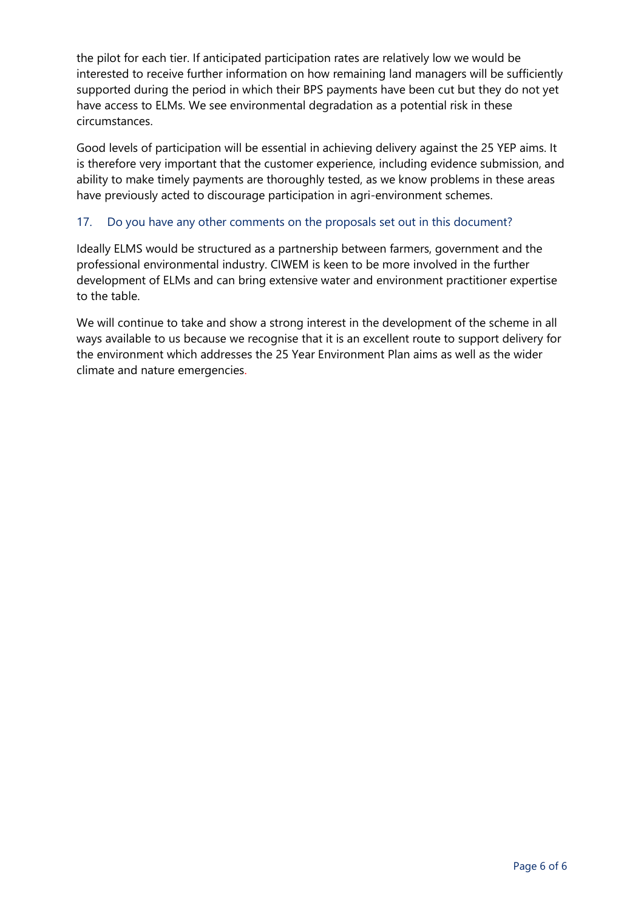the pilot for each tier. If anticipated participation rates are relatively low we would be interested to receive further information on how remaining land managers will be sufficiently supported during the period in which their BPS payments have been cut but they do not yet have access to ELMs. We see environmental degradation as a potential risk in these circumstances.

Good levels of participation will be essential in achieving delivery against the 25 YEP aims. It is therefore very important that the customer experience, including evidence submission, and ability to make timely payments are thoroughly tested, as we know problems in these areas have previously acted to discourage participation in agri-environment schemes.

### 17. Do you have any other comments on the proposals set out in this document?

Ideally ELMS would be structured as a partnership between farmers, government and the professional environmental industry. CIWEM is keen to be more involved in the further development of ELMs and can bring extensive water and environment practitioner expertise to the table.

We will continue to take and show a strong interest in the development of the scheme in all ways available to us because we recognise that it is an excellent route to support delivery for the environment which addresses the 25 Year Environment Plan aims as well as the wider climate and nature emergencies.